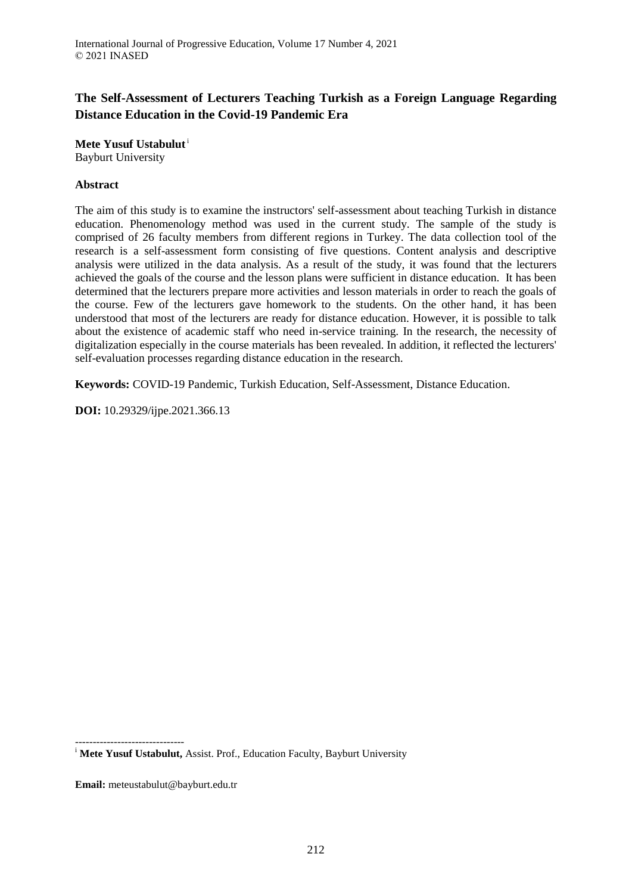# The Self-Assessment of Lecturers Teaching Turkish as a Foreign Language Regarding Distance Education in the Covid-19 Pandemic Era

**Mete Yusuf Ustabulut** [i]
Bayburt University

## Abstract

The aim of this study is to examine the instructors' self-assessment about teaching Turkish in distance education. Phenomenology method was used in the current study. The sample of the study is comprised of 26 faculty members from different regions in Turkey. The data collection tool of the research is a self-assessment form consisting of five questions. Content analysis and descriptive analysis were utilized in the data analysis. As a result of the study, it was found that the lecturers achieved the goals of the course and the lesson plans were sufficient in distance education. It has been determined that the lecturers prepare more activities and lesson materials in order to reach the goals of the course. Few of the lecturers gave homework to the students. On the other hand, it has been understood that most of the lecturers are ready for distance education. However, it is possible to talk about the existence of academic staff who need in-service training. In the research, the necessity of digitalization especially in the course materials has been revealed. In addition, it reflected the lecturers' self-evaluation processes regarding distance education in the research.

**Keywords:** COVID-19 Pandemic, Turkish Education, Self-Assessment, Distance Education.

**DOI:** 10.29329/ijpe.2021.366.13

-------------------------------

[i] **Mete Yusuf Ustabulut,** Assist. Prof., Education Faculty, Bayburt University

**Email:** meteustabulut@bayburt.edu.tr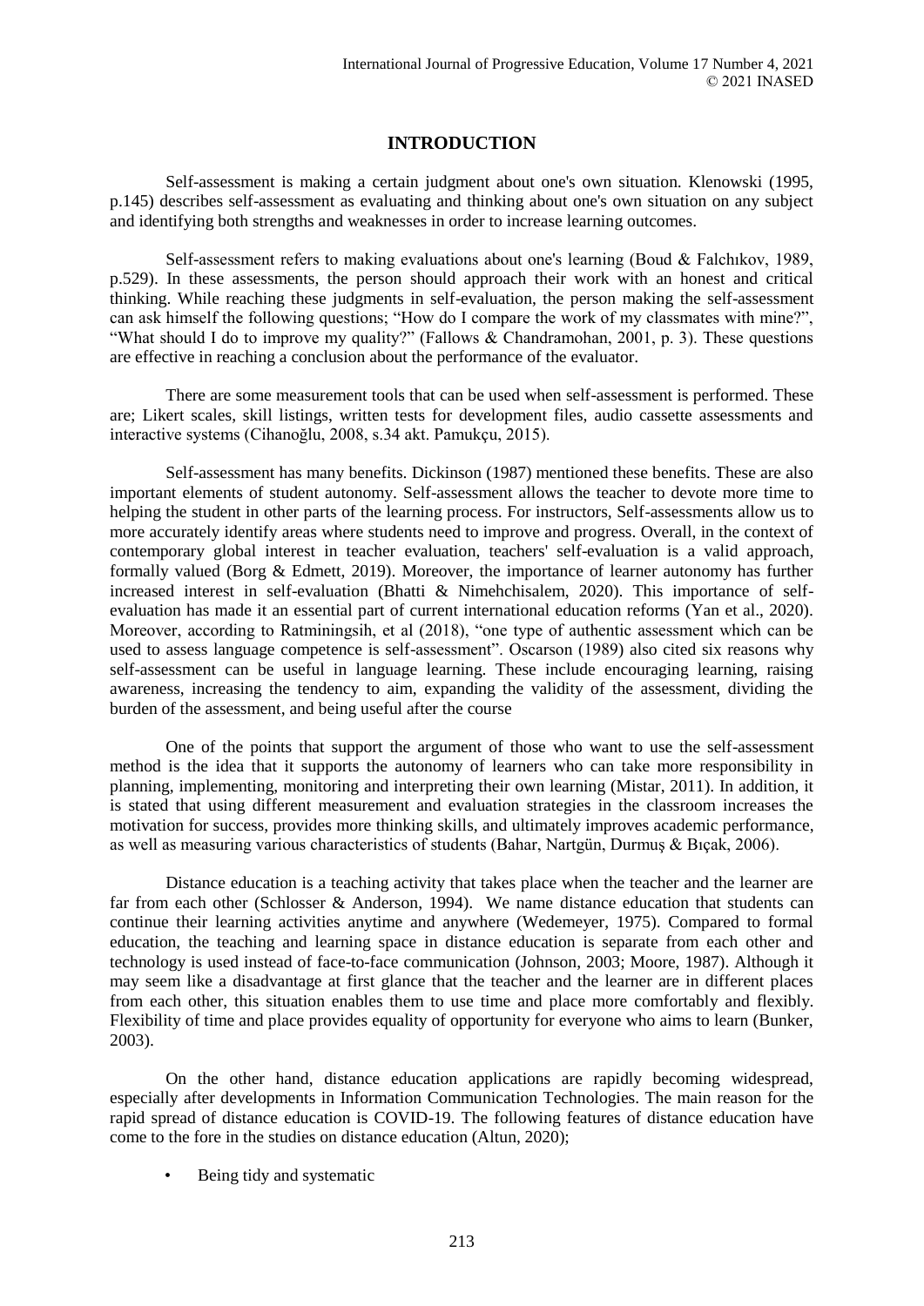## INTRODUCTION

Self-assessment is making a certain judgment about one's own situation. Klenowski (1995, p.145) describes self-assessment as evaluating and thinking about one's own situation on any subject and identifying both strengths and weaknesses in order to increase learning outcomes.

Self-assessment refers to making evaluations about one's learning (Boud & Falchıkov, 1989, p.529). In these assessments, the person should approach their work with an honest and critical thinking. While reaching these judgments in self-evaluation, the person making the self-assessment can ask himself the following questions; "How do I compare the work of my classmates with mine?", "What should I do to improve my quality?" (Fallows & Chandramohan, 2001, p. 3). These questions are effective in reaching a conclusion about the performance of the evaluator.

There are some measurement tools that can be used when self-assessment is performed. These are; Likert scales, skill listings, written tests for development files, audio cassette assessments and interactive systems (Cihanoğlu, 2008, s.34 akt. Pamukçu, 2015).

Self-assessment has many benefits. Dickinson (1987) mentioned these benefits. These are also important elements of student autonomy. Self-assessment allows the teacher to devote more time to helping the student in other parts of the learning process. For instructors, Self-assessments allow us to more accurately identify areas where students need to improve and progress. Overall, in the context of contemporary global interest in teacher evaluation, teachers' self-evaluation is a valid approach, formally valued (Borg & Edmett, 2019). Moreover, the importance of learner autonomy has further increased interest in self-evaluation (Bhatti & Nimehchisalem, 2020). This importance of self-evaluation has made it an essential part of current international education reforms (Yan et al., 2020). Moreover, according to Ratminingsih, et al (2018), "one type of authentic assessment which can be used to assess language competence is self-assessment". Oscarson (1989) also cited six reasons why self-assessment can be useful in language learning. These include encouraging learning, raising awareness, increasing the tendency to aim, expanding the validity of the assessment, dividing the burden of the assessment, and being useful after the course

One of the points that support the argument of those who want to use the self-assessment method is the idea that it supports the autonomy of learners who can take more responsibility in planning, implementing, monitoring and interpreting their own learning (Mistar, 2011). In addition, it is stated that using different measurement and evaluation strategies in the classroom increases the motivation for success, provides more thinking skills, and ultimately improves academic performance, as well as measuring various characteristics of students (Bahar, Nartgün, Durmuş & Bıçak, 2006).

Distance education is a teaching activity that takes place when the teacher and the learner are far from each other (Schlosser & Anderson, 1994). We name distance education that students can continue their learning activities anytime and anywhere (Wedemeyer, 1975). Compared to formal education, the teaching and learning space in distance education is separate from each other and technology is used instead of face-to-face communication (Johnson, 2003; Moore, 1987). Although it may seem like a disadvantage at first glance that the teacher and the learner are in different places from each other, this situation enables them to use time and place more comfortably and flexibly. Flexibility of time and place provides equality of opportunity for everyone who aims to learn (Bunker, 2003).

On the other hand, distance education applications are rapidly becoming widespread, especially after developments in Information Communication Technologies. The main reason for the rapid spread of distance education is COVID-19. The following features of distance education have come to the fore in the studies on distance education (Altun, 2020);

- Being tidy and systematic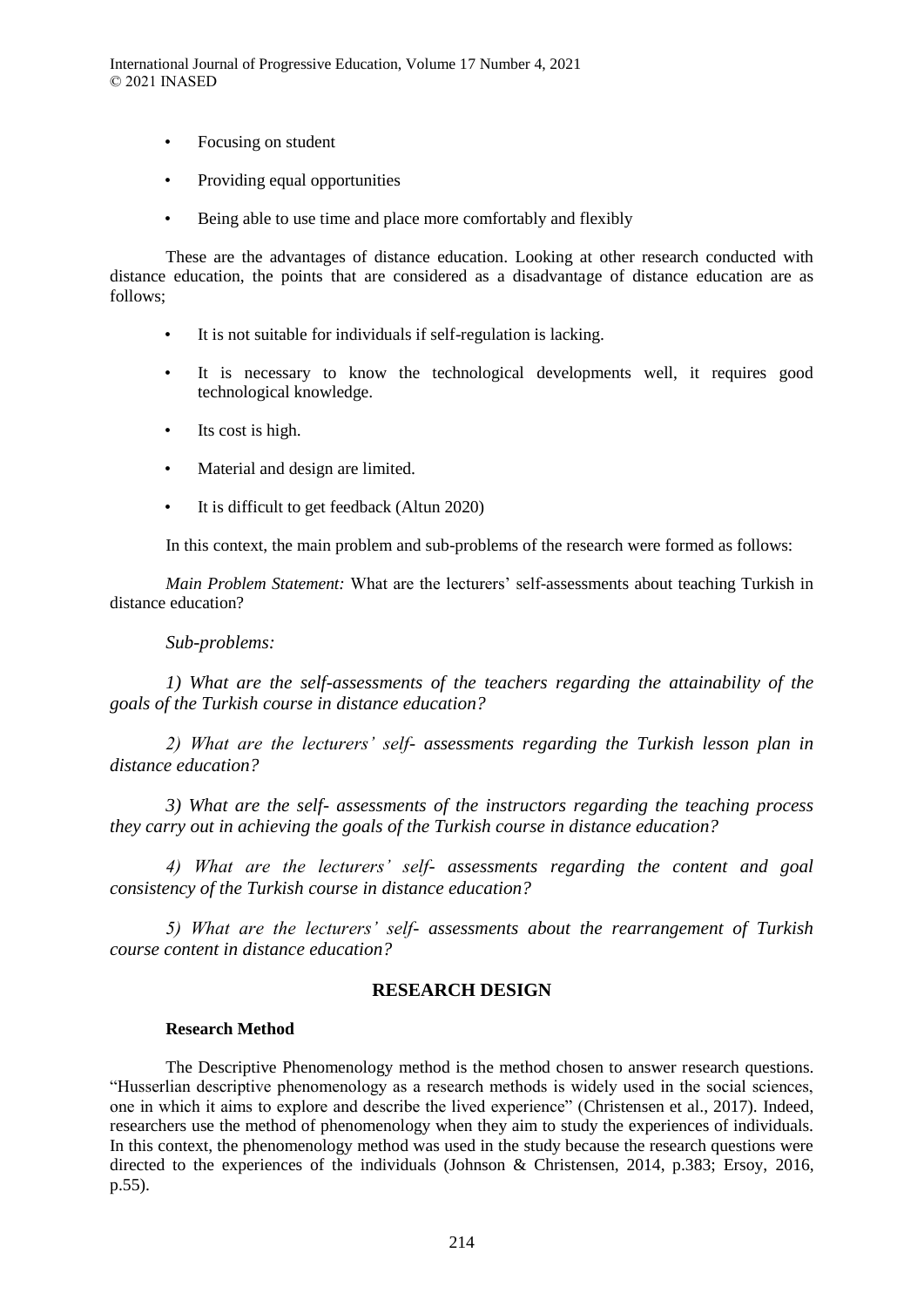- Focusing on student
- Providing equal opportunities
- Being able to use time and place more comfortably and flexibly

These are the advantages of distance education. Looking at other research conducted with distance education, the points that are considered as a disadvantage of distance education are as follows;

- It is not suitable for individuals if self-regulation is lacking.
- It is necessary to know the technological developments well, it requires good technological knowledge.
- Its cost is high.
- Material and design are limited.
- It is difficult to get feedback (Altun 2020)

In this context, the main problem and sub-problems of the research were formed as follows:

*Main Problem Statement:* What are the lecturers' self-assessments about teaching Turkish in distance education?

*Sub-problems:*

*1) What are the self-assessments of the teachers regarding the attainability of the goals of the Turkish course in distance education?*

*2) What are the lecturers' self- assessments regarding the Turkish lesson plan in distance education?*

*3) What are the self- assessments of the instructors regarding the teaching process they carry out in achieving the goals of the Turkish course in distance education?*

*4) What are the lecturers' self- assessments regarding the content and goal consistency of the Turkish course in distance education?*

*5) What are the lecturers' self- assessments about the rearrangement of Turkish course content in distance education?*

## RESEARCH DESIGN

### Research Method

The Descriptive Phenomenology method is the method chosen to answer research questions. "Husserlian descriptive phenomenology as a research methods is widely used in the social sciences, one in which it aims to explore and describe the lived experience" (Christensen et al., 2017). Indeed, researchers use the method of phenomenology when they aim to study the experiences of individuals. In this context, the phenomenology method was used in the study because the research questions were directed to the experiences of the individuals (Johnson & Christensen, 2014, p.383; Ersoy, 2016, p.55).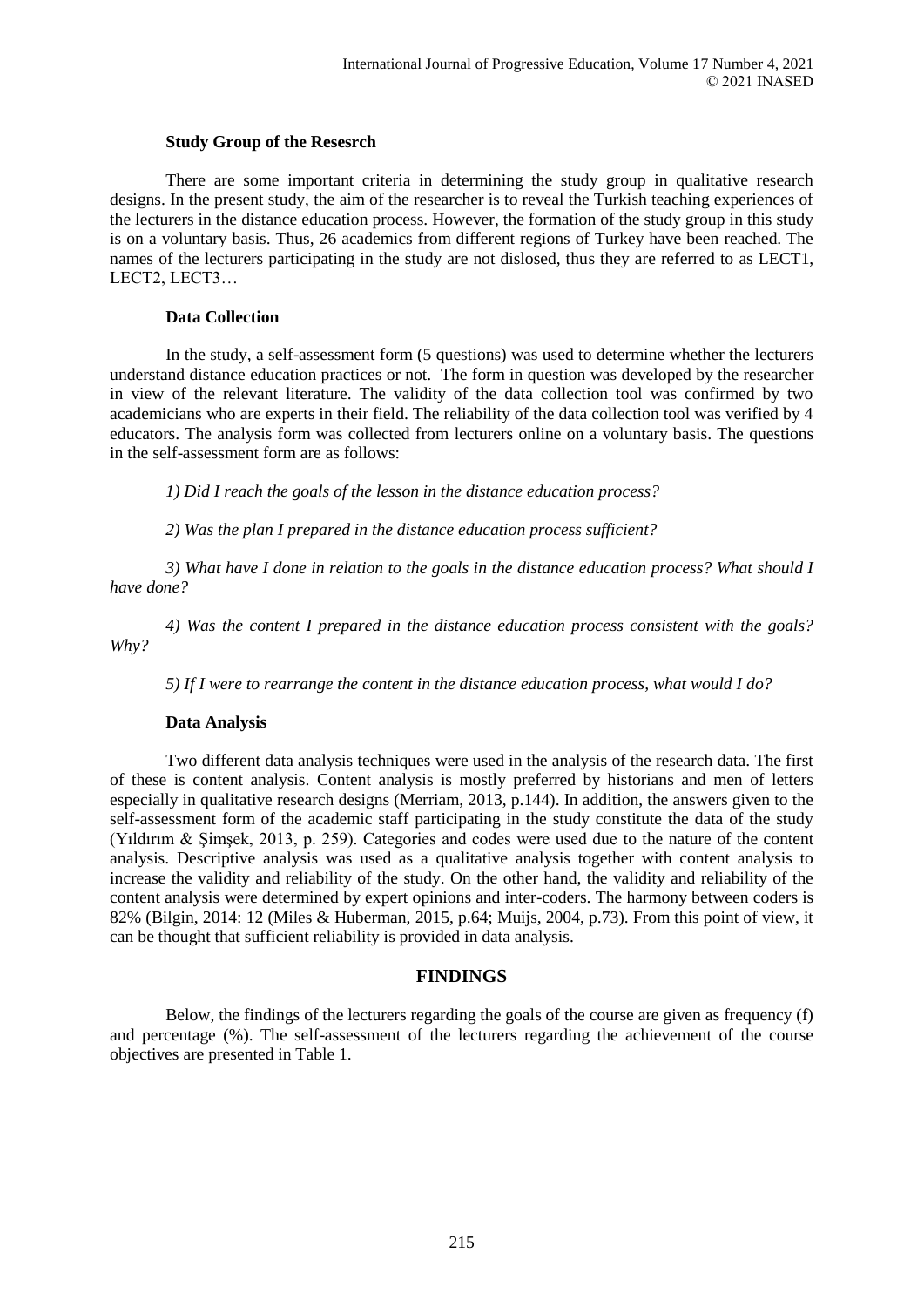### Study Group of the Resesrch

There are some important criteria in determining the study group in qualitative research designs. In the present study, the aim of the researcher is to reveal the Turkish teaching experiences of the lecturers in the distance education process. However, the formation of the study group in this study is on a voluntary basis. Thus, 26 academics from different regions of Turkey have been reached. The names of the lecturers participating in the study are not dislosed, thus they are referred to as LECT1, LECT2, LECT3…

### Data Collection

In the study, a self-assessment form (5 questions) was used to determine whether the lecturers understand distance education practices or not. The form in question was developed by the researcher in view of the relevant literature. The validity of the data collection tool was confirmed by two academicians who are experts in their field. The reliability of the data collection tool was verified by 4 educators. The analysis form was collected from lecturers online on a voluntary basis. The questions in the self-assessment form are as follows:

*1) Did I reach the goals of the lesson in the distance education process?*

*2) Was the plan I prepared in the distance education process sufficient?*

*3) What have I done in relation to the goals in the distance education process? What should I have done?*

*4) Was the content I prepared in the distance education process consistent with the goals? Why?*

*5) If I were to rearrange the content in the distance education process, what would I do?*

### Data Analysis

Two different data analysis techniques were used in the analysis of the research data. The first of these is content analysis. Content analysis is mostly preferred by historians and men of letters especially in qualitative research designs (Merriam, 2013, p.144). In addition, the answers given to the self-assessment form of the academic staff participating in the study constitute the data of the study (Yıldırım & Şimşek, 2013, p. 259). Categories and codes were used due to the nature of the content analysis. Descriptive analysis was used as a qualitative analysis together with content analysis to increase the validity and reliability of the study. On the other hand, the validity and reliability of the content analysis were determined by expert opinions and inter-coders. The harmony between coders is 82% (Bilgin, 2014: 12 (Miles & Huberman, 2015, p.64; Muijs, 2004, p.73). From this point of view, it can be thought that sufficient reliability is provided in data analysis.

## FINDINGS

Below, the findings of the lecturers regarding the goals of the course are given as frequency (f) and percentage (%). The self-assessment of the lecturers regarding the achievement of the course objectives are presented in Table 1.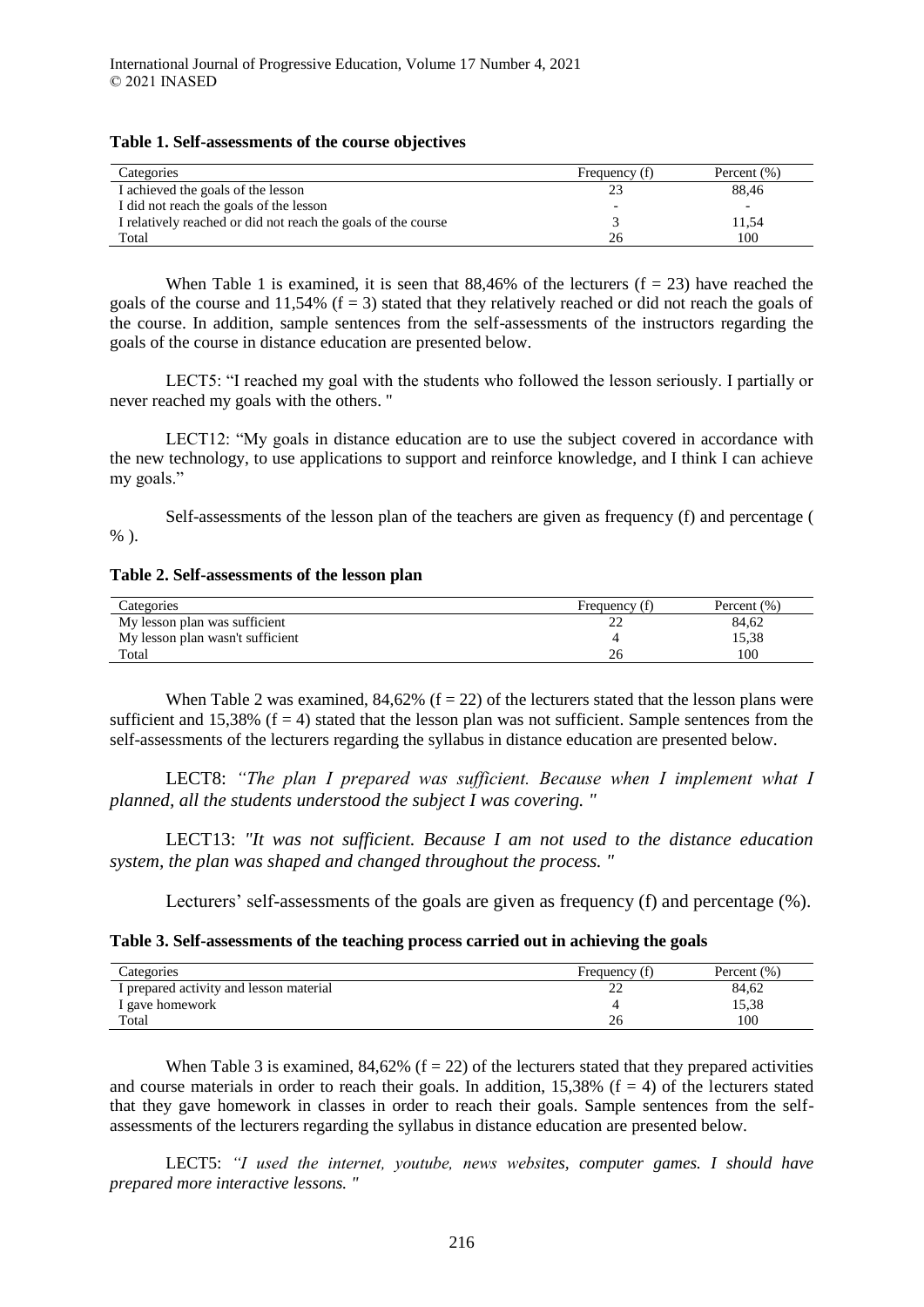**Table 1. Self-assessments of the course objectives**

| Categories | Frequency (f) | Percent (%) |
|---|---|---|
| I achieved the goals of the lesson | 23 | 88,46 |
| I did not reach the goals of the lesson | - | - |
| I relatively reached or did not reach the goals of the course | 3 | 11,54 |
| Total | 26 | 100 |

When Table 1 is examined, it is seen that 88,46% of the lecturers (f = 23) have reached the goals of the course and 11,54% (f = 3) stated that they relatively reached or did not reach the goals of the course. In addition, sample sentences from the self-assessments of the instructors regarding the goals of the course in distance education are presented below.

LECT5: "I reached my goal with the students who followed the lesson seriously. I partially or never reached my goals with the others. "

LECT12: "My goals in distance education are to use the subject covered in accordance with the new technology, to use applications to support and reinforce knowledge, and I think I can achieve my goals."

Self-assessments of the lesson plan of the teachers are given as frequency (f) and percentage ( % ).

**Table 2. Self-assessments of the lesson plan**

| Categories | Frequency (f) | Percent (%) |
|---|---|---|
| My lesson plan was sufficient | 22 | 84,62 |
| My lesson plan wasn't sufficient | 4 | 15,38 |
| Total | 26 | 100 |

When Table 2 was examined, 84,62% (f = 22) of the lecturers stated that the lesson plans were sufficient and 15,38% (f = 4) stated that the lesson plan was not sufficient. Sample sentences from the self-assessments of the lecturers regarding the syllabus in distance education are presented below.

LECT8: *"The plan I prepared was sufficient. Because when I implement what I planned, all the students understood the subject I was covering. "*

LECT13: *"It was not sufficient. Because I am not used to the distance education system, the plan was shaped and changed throughout the process. "*

Lecturers' self-assessments of the goals are given as frequency (f) and percentage (%).

**Table 3. Self-assessments of the teaching process carried out in achieving the goals**

| Categories | Frequency (f) | Percent (%) |
|---|---|---|
| I prepared activity and lesson material | 22 | 84,62 |
| I gave homework | 4 | 15,38 |
| Total | 26 | 100 |

When Table 3 is examined, 84,62% (f = 22) of the lecturers stated that they prepared activities and course materials in order to reach their goals. In addition, 15,38% (f = 4) of the lecturers stated that they gave homework in classes in order to reach their goals. Sample sentences from the self-assessments of the lecturers regarding the syllabus in distance education are presented below.

LECT5: *"I used the internet, youtube, news websites, computer games. I should have prepared more interactive lessons. "*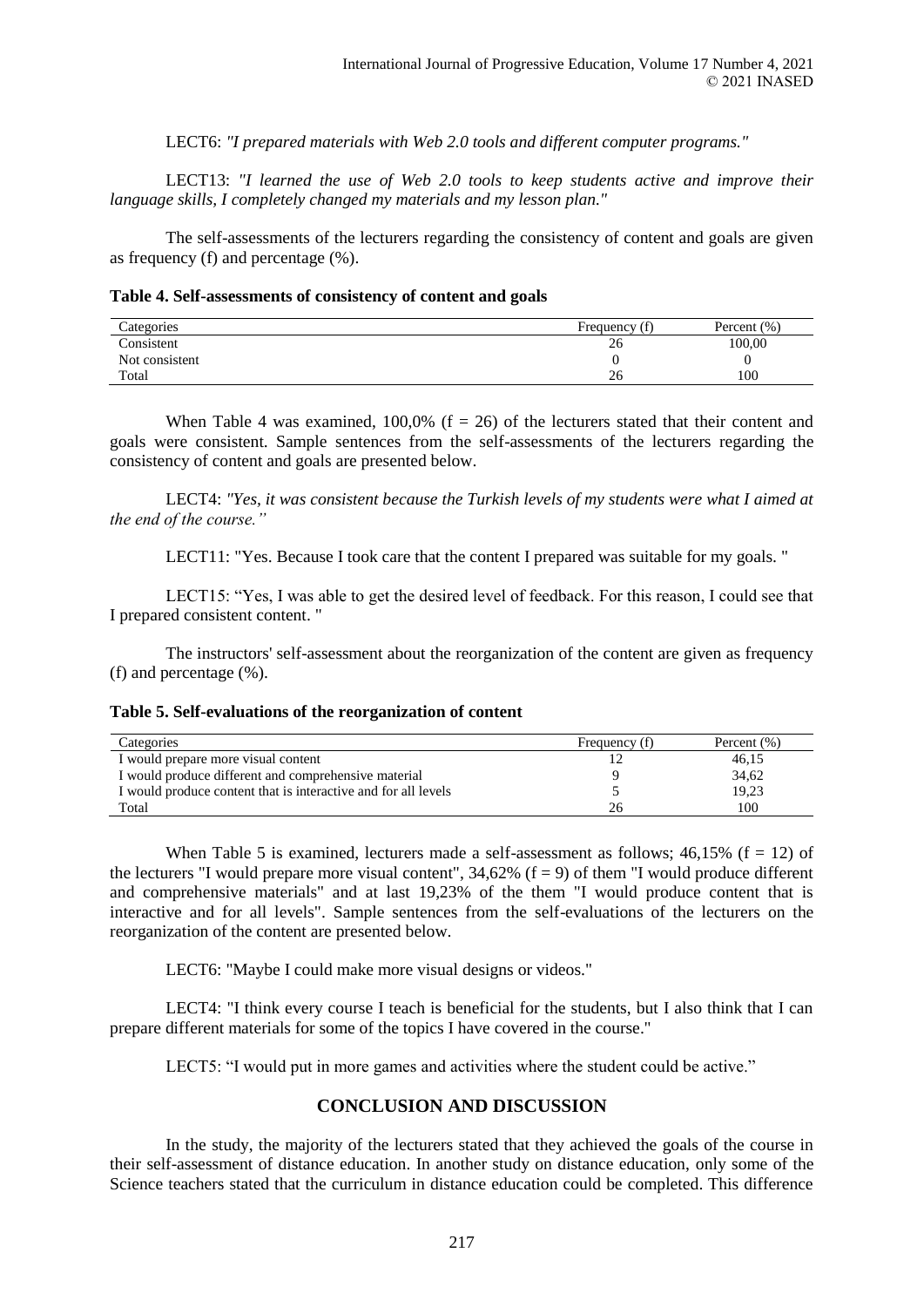LECT6: *"I prepared materials with Web 2.0 tools and different computer programs."*

LECT13: *"I learned the use of Web 2.0 tools to keep students active and improve their language skills, I completely changed my materials and my lesson plan."*

The self-assessments of the lecturers regarding the consistency of content and goals are given as frequency (f) and percentage (%).

**Table 4. Self-assessments of consistency of content and goals**

| Categories | Frequency (f) | Percent (%) |
|---|---|---|
| Consistent | 26 | 100,00 |
| Not consistent | 0 | 0 |
| Total | 26 | 100 |

When Table 4 was examined, 100,0% (f = 26) of the lecturers stated that their content and goals were consistent. Sample sentences from the self-assessments of the lecturers regarding the consistency of content and goals are presented below.

LECT4: *"Yes, it was consistent because the Turkish levels of my students were what I aimed at the end of the course."*

LECT11: "Yes. Because I took care that the content I prepared was suitable for my goals. "

LECT15: "Yes, I was able to get the desired level of feedback. For this reason, I could see that I prepared consistent content. "

The instructors' self-assessment about the reorganization of the content are given as frequency (f) and percentage (%).

**Table 5. Self-evaluations of the reorganization of content**

| Categories | Frequency (f) | Percent (%) |
|---|---|---|
| I would prepare more visual content | 12 | 46,15 |
| I would produce different and comprehensive material | 9 | 34,62 |
| I would produce content that is interactive and for all levels | 5 | 19,23 |
| Total | 26 | 100 |

When Table 5 is examined, lecturers made a self-assessment as follows; 46,15% (f = 12) of the lecturers "I would prepare more visual content", 34,62% (f = 9) of them "I would produce different and comprehensive materials" and at last 19,23% of the them "I would produce content that is interactive and for all levels". Sample sentences from the self-evaluations of the lecturers on the reorganization of the content are presented below.

LECT6: "Maybe I could make more visual designs or videos."

LECT4: "I think every course I teach is beneficial for the students, but I also think that I can prepare different materials for some of the topics I have covered in the course."

LECT5: "I would put in more games and activities where the student could be active."

## CONCLUSION AND DISCUSSION

In the study, the majority of the lecturers stated that they achieved the goals of the course in their self-assessment of distance education. In another study on distance education, only some of the Science teachers stated that the curriculum in distance education could be completed. This difference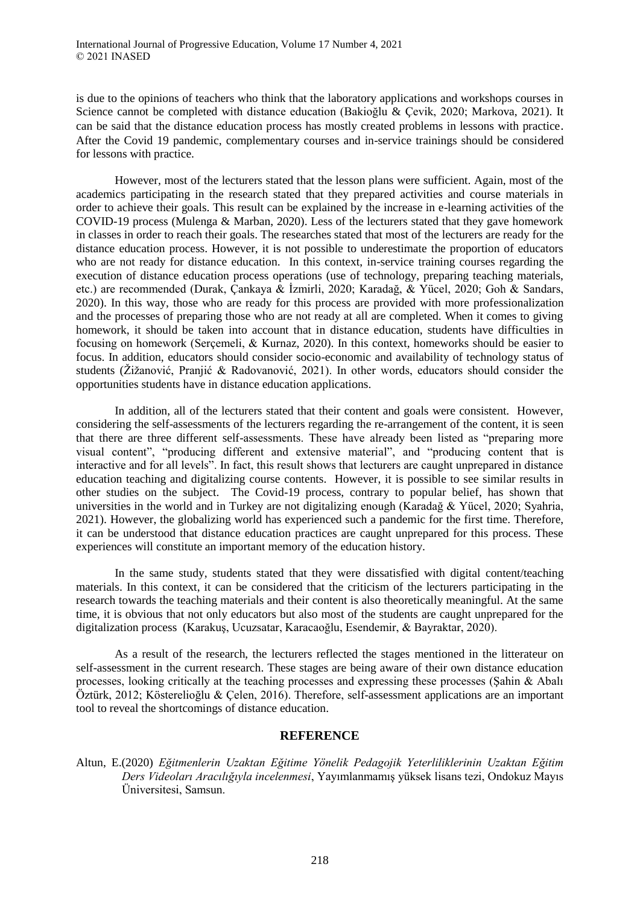is due to the opinions of teachers who think that the laboratory applications and workshops courses in Science cannot be completed with distance education (Bakioğlu & Çevik, 2020; Markova, 2021). It can be said that the distance education process has mostly created problems in lessons with practice. After the Covid 19 pandemic, complementary courses and in-service trainings should be considered for lessons with practice.

However, most of the lecturers stated that the lesson plans were sufficient. Again, most of the academics participating in the research stated that they prepared activities and course materials in order to achieve their goals. This result can be explained by the increase in e-learning activities of the COVID-19 process (Mulenga & Marban, 2020). Less of the lecturers stated that they gave homework in classes in order to reach their goals. The researches stated that most of the lecturers are ready for the distance education process. However, it is not possible to underestimate the proportion of educators who are not ready for distance education. In this context, in-service training courses regarding the execution of distance education process operations (use of technology, preparing teaching materials, etc.) are recommended (Durak, Çankaya & İzmirli, 2020; Karadağ, & Yücel, 2020; Goh & Sandars, 2020). In this way, those who are ready for this process are provided with more professionalization and the processes of preparing those who are not ready at all are completed. When it comes to giving homework, it should be taken into account that in distance education, students have difficulties in focusing on homework (Serçemeli, & Kurnaz, 2020). In this context, homeworks should be easier to focus. In addition, educators should consider socio-economic and availability of technology status of students (Žižanović, Pranjić & Radovanović, 2021). In other words, educators should consider the opportunities students have in distance education applications.

In addition, all of the lecturers stated that their content and goals were consistent. However, considering the self-assessments of the lecturers regarding the re-arrangement of the content, it is seen that there are three different self-assessments. These have already been listed as "preparing more visual content", "producing different and extensive material", and "producing content that is interactive and for all levels". In fact, this result shows that lecturers are caught unprepared in distance education teaching and digitalizing course contents. However, it is possible to see similar results in other studies on the subject. The Covid-19 process, contrary to popular belief, has shown that universities in the world and in Turkey are not digitalizing enough (Karadağ & Yücel, 2020; Syahria, 2021). However, the globalizing world has experienced such a pandemic for the first time. Therefore, it can be understood that distance education practices are caught unprepared for this process. These experiences will constitute an important memory of the education history.

In the same study, students stated that they were dissatisfied with digital content/teaching materials. In this context, it can be considered that the criticism of the lecturers participating in the research towards the teaching materials and their content is also theoretically meaningful. At the same time, it is obvious that not only educators but also most of the students are caught unprepared for the digitalization process (Karakuş, Ucuzsatar, Karacaoğlu, Esendemir, & Bayraktar, 2020).

As a result of the research, the lecturers reflected the stages mentioned in the litterateur on self-assessment in the current research. These stages are being aware of their own distance education processes, looking critically at the teaching processes and expressing these processes (Şahin & Abalı Öztürk, 2012; Kösterelioğlu & Çelen, 2016). Therefore, self-assessment applications are an important tool to reveal the shortcomings of distance education.

## REFERENCE

Altun, E.(2020) *Eğitmenlerin Uzaktan Eğitime Yönelik Pedagojik Yeterliliklerinin Uzaktan Eğitim Ders Videoları Aracılığıyla incelenmesi*, Yayımlanmamış yüksek lisans tezi, Ondokuz Mayıs Üniversitesi, Samsun.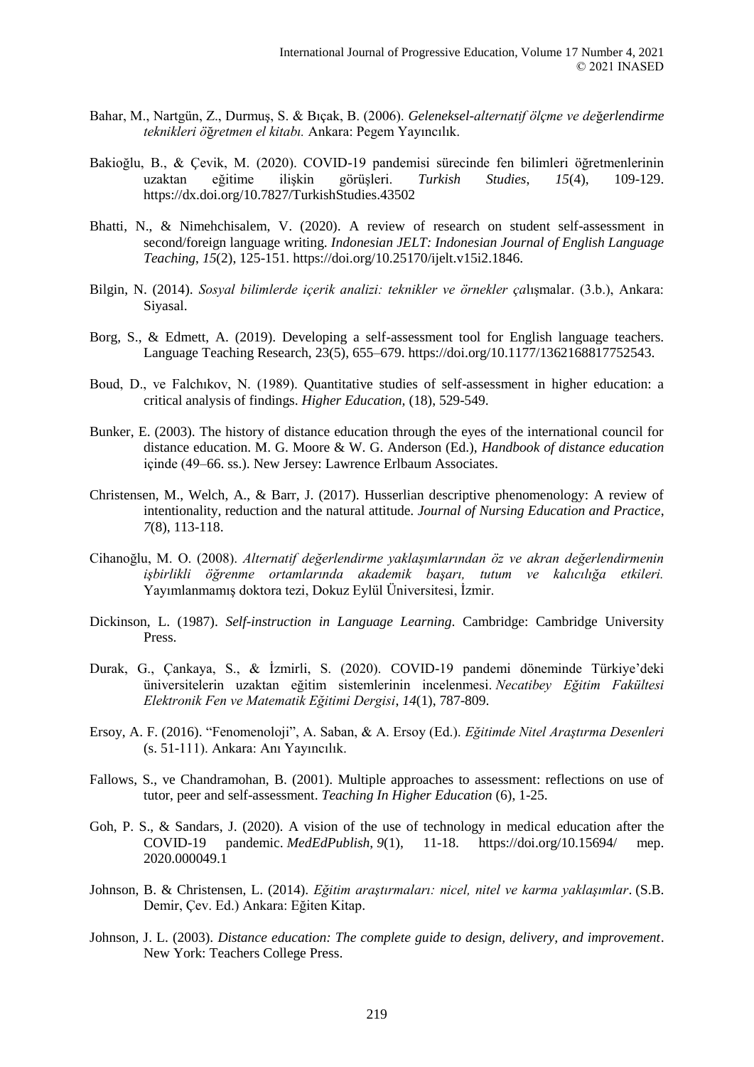Bahar, M., Nartgün, Z., Durmuş, S. & Bıçak, B. (2006). *Geleneksel-alternatif ölçme ve değerlendirme teknikleri öğretmen el kitabı.* Ankara: Pegem Yayıncılık.

Bakioğlu, B., & Çevik, M. (2020). COVID-19 pandemisi sürecinde fen bilimleri öğretmenlerinin uzaktan eğitime ilişkin görüşleri. *Turkish Studies, 15*(4), 109-129. https://dx.doi.org/10.7827/TurkishStudies.43502

Bhatti, N., & Nimehchisalem, V. (2020). A review of research on student self-assessment in second/foreign language writing. *Indonesian JELT: Indonesian Journal of English Language Teaching, 15*(2), 125-151. https://doi.org/10.25170/ijelt.v15i2.1846.

Bilgin, N. (2014). *Sosyal bilimlerde içerik analizi: teknikler ve örnekler ça*lışmalar. (3.b.), Ankara: Siyasal.

Borg, S., & Edmett, A. (2019). Developing a self-assessment tool for English language teachers. Language Teaching Research, 23(5), 655–679. https://doi.org/10.1177/1362168817752543.

Boud, D., ve Falchıkov, N. (1989). Quantitative studies of self-assessment in higher education: a critical analysis of findings. *Higher Education,* (18), 529-549.

Bunker, E. (2003). The history of distance education through the eyes of the international council for distance education. M. G. Moore & W. G. Anderson (Ed.), *Handbook of distance education* içinde (49–66. ss.). New Jersey: Lawrence Erlbaum Associates.

Christensen, M., Welch, A., & Barr, J. (2017). Husserlian descriptive phenomenology: A review of intentionality, reduction and the natural attitude. *Journal of Nursing Education and Practice, 7*(8), 113-118.

Cihanoğlu, M. O. (2008). *Alternatif değerlendirme yaklaşımlarından öz ve akran değerlendirmenin işbirlikli öğrenme ortamlarında akademik başarı, tutum ve kalıcılığa etkileri.* Yayımlanmamış doktora tezi, Dokuz Eylül Üniversitesi, İzmir.

Dickinson, L. (1987). *Self-instruction in Language Learning*. Cambridge: Cambridge University Press.

Durak, G., Çankaya, S., & İzmirli, S. (2020). COVID-19 pandemi döneminde Türkiye'deki üniversitelerin uzaktan eğitim sistemlerinin incelenmesi. *Necatibey Eğitim Fakültesi Elektronik Fen ve Matematik Eğitimi Dergisi, 14*(1), 787-809.

Ersoy, A. F. (2016). "Fenomenoloji", A. Saban, & A. Ersoy (Ed.). *Eğitimde Nitel Araştırma Desenleri* (s. 51-111). Ankara: Anı Yayıncılık.

Fallows, S., ve Chandramohan, B. (2001). Multiple approaches to assessment: reflections on use of tutor, peer and self-assessment. *Teaching In Higher Education* (6), 1-25.

Goh, P. S., & Sandars, J. (2020). A vision of the use of technology in medical education after the COVID-19 pandemic. *MedEdPublish, 9*(1), 11-18. https://doi.org/10.15694/ mep. 2020.000049.1

Johnson, B. & Christensen, L. (2014). *Eğitim araştırmaları: nicel, nitel ve karma yaklaşımlar*. (S.B. Demir, Çev. Ed.) Ankara: Eğiten Kitap.

Johnson, J. L. (2003). *Distance education: The complete guide to design, delivery, and improvement*. New York: Teachers College Press.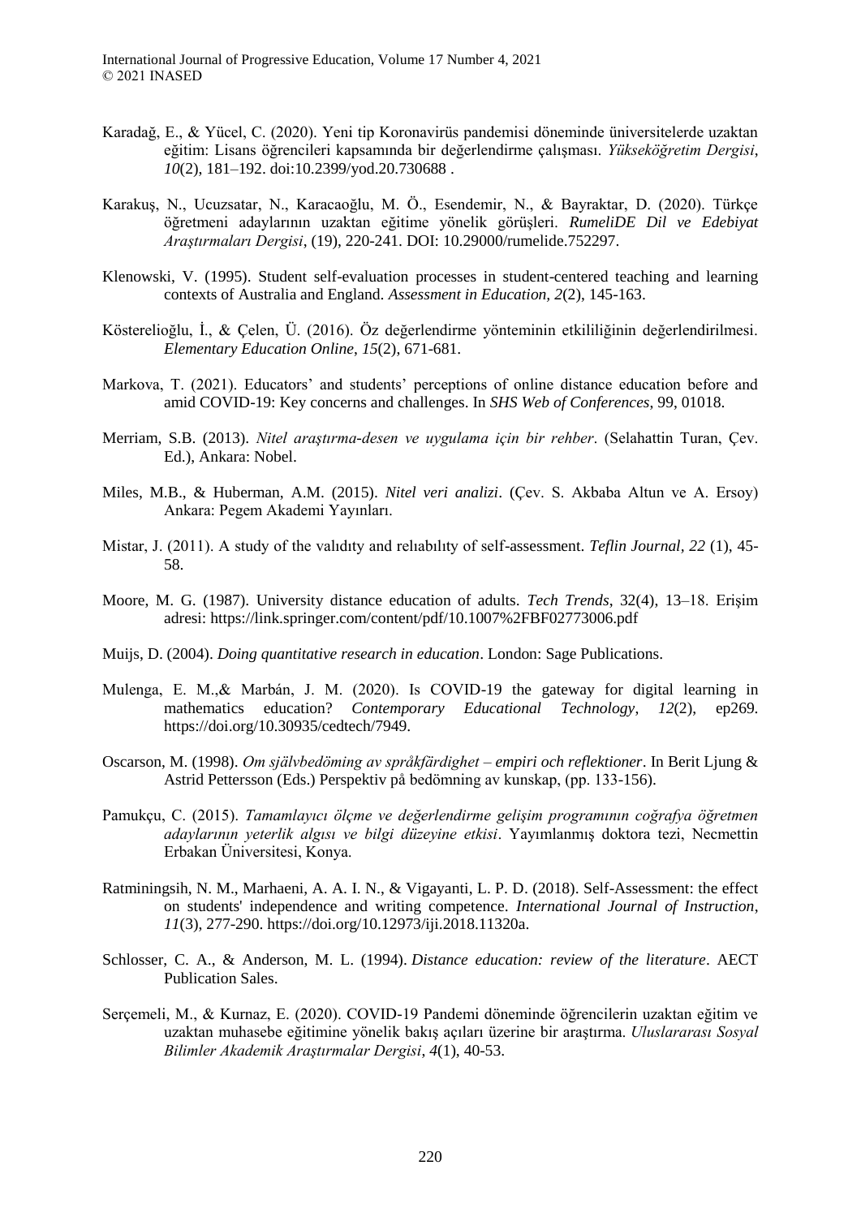Karadağ, E., & Yücel, C. (2020). Yeni tip Koronavirüs pandemisi döneminde üniversitelerde uzaktan eğitim: Lisans öğrencileri kapsamında bir değerlendirme çalışması. *Yükseköğretim Dergisi*, *10*(2), 181–192. doi:10.2399/yod.20.730688 .

Karakuş, N., Ucuzsatar, N., Karacaoğlu, M. Ö., Esendemir, N., & Bayraktar, D. (2020). Türkçe öğretmeni adaylarının uzaktan eğitime yönelik görüşleri. *RumeliDE Dil ve Edebiyat Araştırmaları Dergisi*, (19), 220-241. DOI: 10.29000/rumelide.752297.

Klenowski, V. (1995). Student self-evaluation processes in student-centered teaching and learning contexts of Australia and England. *Assessment in Education, 2*(2), 145-163.

Kösterelioğlu, İ., & Çelen, Ü. (2016). Öz değerlendirme yönteminin etkililiğinin değerlendirilmesi. *Elementary Education Online*, *15*(2), 671-681.

Markova, T. (2021). Educators' and students' perceptions of online distance education before and amid COVID-19: Key concerns and challenges. In *SHS Web of Conferences*, 99, 01018.

Merriam, S.B. (2013). *Nitel araştırma-desen ve uygulama için bir rehber*. (Selahattin Turan, Çev. Ed.), Ankara: Nobel.

Miles, M.B., & Huberman, A.M. (2015). *Nitel veri analizi*. (Çev. S. Akbaba Altun ve A. Ersoy) Ankara: Pegem Akademi Yayınları.

Mistar, J. (2011). A study of the valıdıty and relıabılıty of self-assessment. *Teflin Journal*, *22* (1), 45-58.

Moore, M. G. (1987). University distance education of adults. *Tech Trends*, 32(4), 13–18. Erişim adresi: https://link.springer.com/content/pdf/10.1007%2FBF02773006.pdf

Muijs, D. (2004). *Doing quantitative research in education*. London: Sage Publications.

Mulenga, E. M.,& Marbán, J. M. (2020). Is COVID-19 the gateway for digital learning in mathematics education? *Contemporary Educational Technology*, *12*(2), ep269. https://doi.org/10.30935/cedtech/7949.

Oscarson, M. (1998). *Om självbedöming av språkfärdighet – empiri och reflektioner*. In Berit Ljung & Astrid Pettersson (Eds.) Perspektiv på bedömning av kunskap, (pp. 133-156).

Pamukçu, C. (2015). *Tamamlayıcı ölçme ve değerlendirme gelişim programının coğrafya öğretmen adaylarının yeterlik algısı ve bilgi düzeyine etkisi*. Yayımlanmış doktora tezi, Necmettin Erbakan Üniversitesi, Konya.

Ratminingsih, N. M., Marhaeni, A. A. I. N., & Vigayanti, L. P. D. (2018). Self-Assessment: the effect on students' independence and writing competence. *International Journal of Instruction*, *11*(3), 277-290. https://doi.org/10.12973/iji.2018.11320a.

Schlosser, C. A., & Anderson, M. L. (1994). *Distance education: review of the literature*. AECT Publication Sales.

Serçemeli, M., & Kurnaz, E. (2020). COVID-19 Pandemi döneminde öğrencilerin uzaktan eğitim ve uzaktan muhasebe eğitimine yönelik bakış açıları üzerine bir araştırma. *Uluslararası Sosyal Bilimler Akademik Araştırmalar Dergisi*, *4*(1), 40-53.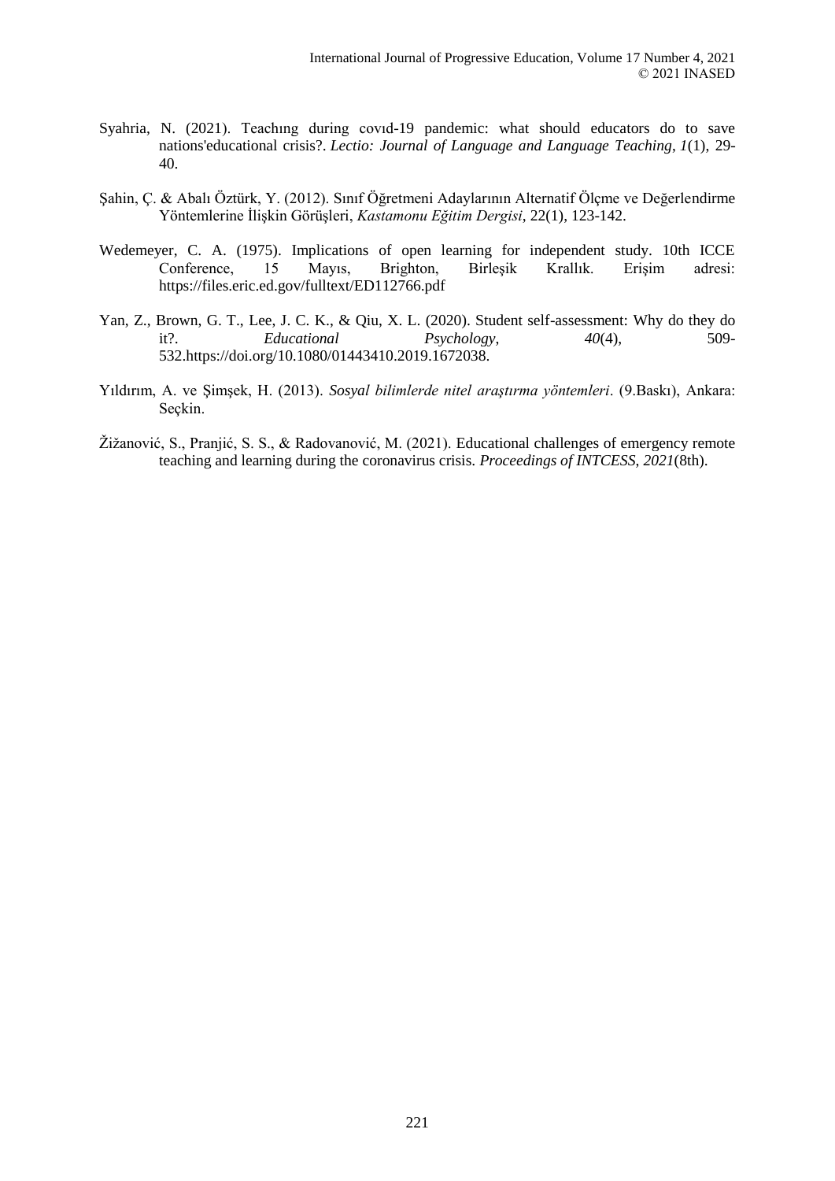Syahria, N. (2021). Teachıng during covıd-19 pandemic: what should educators do to save nations'educational crisis?. *Lectio: Journal of Language and Language Teaching*, *1*(1), 29-40.

Şahin, Ç. & Abalı Öztürk, Y. (2012). Sınıf Öğretmeni Adaylarının Alternatif Ölçme ve Değerlendirme Yöntemlerine İlişkin Görüşleri, *Kastamonu Eğitim Dergisi*, 22(1), 123-142.

Wedemeyer, C. A. (1975). Implications of open learning for independent study. 10th ICCE Conference, 15 Mayıs, Brighton, Birleşik Krallık. Erişim adresi: https://files.eric.ed.gov/fulltext/ED112766.pdf

Yan, Z., Brown, G. T., Lee, J. C. K., & Qiu, X. L. (2020). Student self-assessment: Why do they do it?. *Educational Psychology*, *40*(4), 509-532.https://doi.org/10.1080/01443410.2019.1672038.

Yıldırım, A. ve Şimşek, H. (2013). *Sosyal bilimlerde nitel araştırma yöntemleri*. (9.Baskı), Ankara: Seçkin.

Žižanović, S., Pranjić, S. S., & Radovanović, M. (2021). Educational challenges of emergency remote teaching and learning during the coronavirus crisis. *Proceedings of INTCESS*, *2021*(8th).